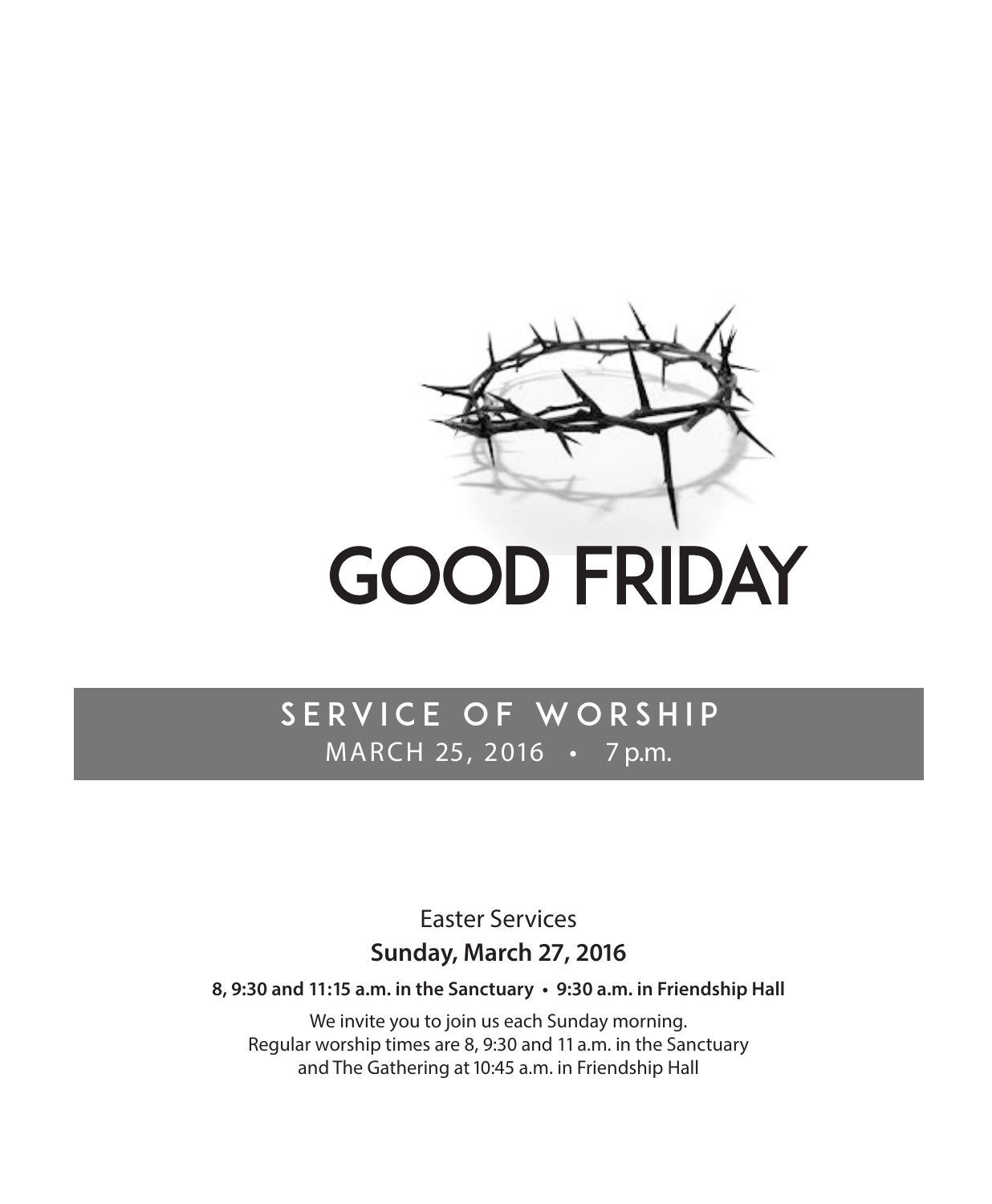# GOOD FRIDAY

## SERVICE OF WORSHIP

MARCH 25, 2016 • 7 p.m.

Easter Services

**Sunday, March 27, 2016**

**8, 9:30 and 11:15 a.m. in the Sanctuary • 9:30 a.m. in Friendship Hall**

We invite you to join us each Sunday morning.
Regular worship times are 8, 9:30 and 11 a.m. in the Sanctuary
and The Gathering at 10:45 a.m. in Friendship Hall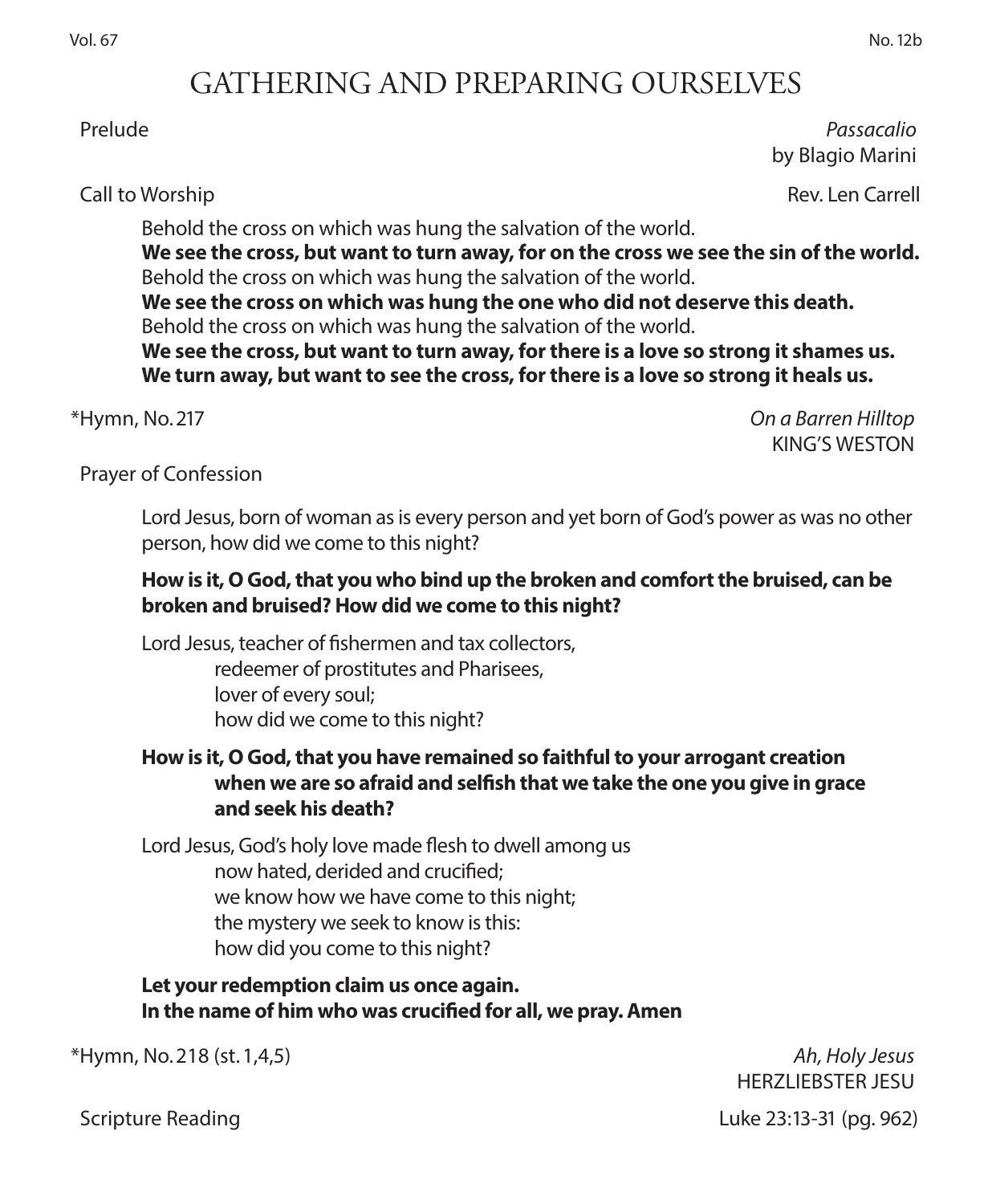# GATHERING AND PREPARING OURSELVES

Prelude *Passacalio*
by Blagio Marini

Call to Worship Rev. Len Carrell

Behold the cross on which was hung the salvation of the world.
**We see the cross, but want to turn away, for on the cross we see the sin of the world.**
Behold the cross on which was hung the salvation of the world.
**We see the cross on which was hung the one who did not deserve this death.**
Behold the cross on which was hung the salvation of the world.
**We see the cross, but want to turn away, for there is a love so strong it shames us.**
**We turn away, but want to see the cross, for there is a love so strong it heals us.**

*Hymn, No. 217 *On a Barren Hilltop*
KING'S WESTON

Prayer of Confession

Lord Jesus, born of woman as is every person and yet born of God's power as was no other person, how did we come to this night?

**How is it, O God, that you who bind up the broken and comfort the bruised, can be broken and bruised? How did we come to this night?**

Lord Jesus, teacher of fishermen and tax collectors,
redeemer of prostitutes and Pharisees,
lover of every soul;
how did we come to this night?

**How is it, O God, that you have remained so faithful to your arrogant creation when we are so afraid and selfish that we take the one you give in grace and seek his death?**

Lord Jesus, God's holy love made flesh to dwell among us
now hated, derided and crucified;
we know how we have come to this night;
the mystery we seek to know is this:
how did you come to this night?

**Let your redemption claim us once again.**
**In the name of him who was crucified for all, we pray. Amen**

*Hymn, No. 218 (st. 1,4,5) *Ah, Holy Jesus*
HERZLIEBSTER JESU

Scripture Reading Luke 23:13-31 (pg. 962)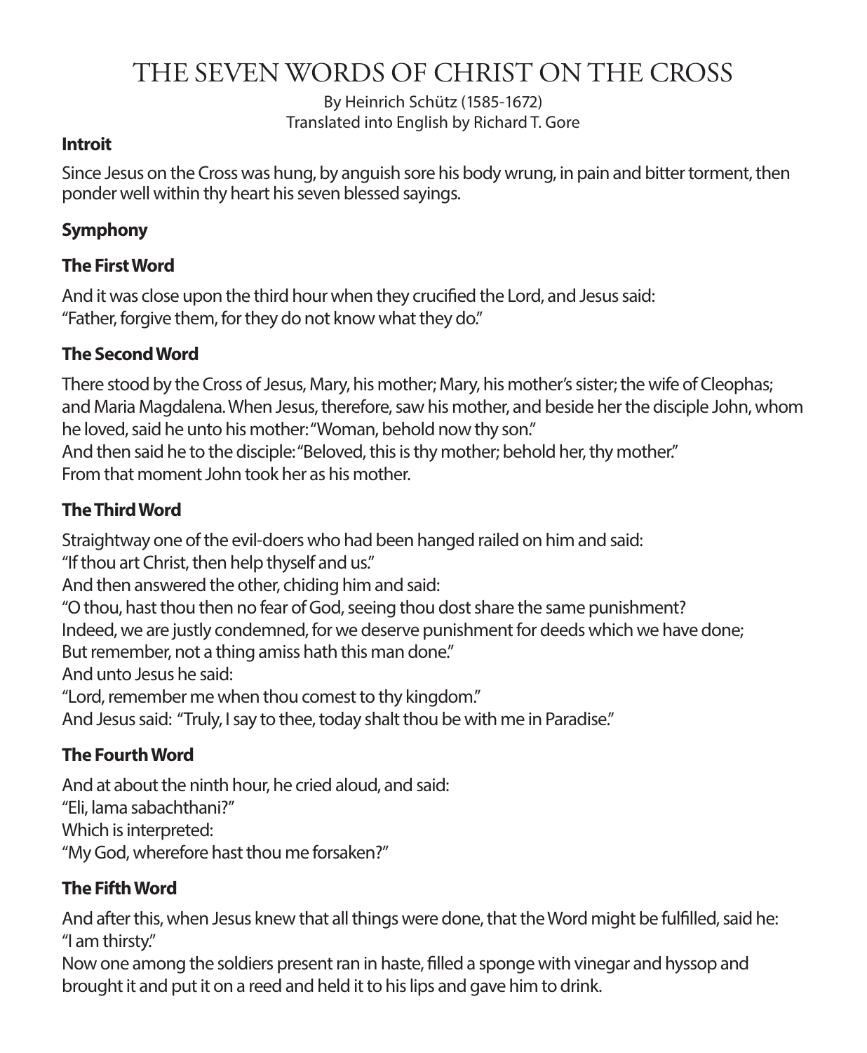# THE SEVEN WORDS OF CHRIST ON THE CROSS

By Heinrich Schütz (1585-1672)
Translated into English by Richard T. Gore

### Introit

Since Jesus on the Cross was hung, by anguish sore his body wrung, in pain and bitter torment, then ponder well within thy heart his seven blessed sayings.

### Symphony

### The First Word

And it was close upon the third hour when they crucified the Lord, and Jesus said:
"Father, forgive them, for they do not know what they do."

### The Second Word

There stood by the Cross of Jesus, Mary, his mother; Mary, his mother's sister; the wife of Cleophas; and Maria Magdalena. When Jesus, therefore, saw his mother, and beside her the disciple John, whom he loved, said he unto his mother: "Woman, behold now thy son."
And then said he to the disciple: "Beloved, this is thy mother; behold her, thy mother."
From that moment John took her as his mother.

### The Third Word

Straightway one of the evil-doers who had been hanged railed on him and said:
"If thou art Christ, then help thyself and us."
And then answered the other, chiding him and said:
"O thou, hast thou then no fear of God, seeing thou dost share the same punishment?
Indeed, we are justly condemned, for we deserve punishment for deeds which we have done;
But remember, not a thing amiss hath this man done."
And unto Jesus he said:
"Lord, remember me when thou comest to thy kingdom."
And Jesus said: "Truly, I say to thee, today shalt thou be with me in Paradise."

### The Fourth Word

And at about the ninth hour, he cried aloud, and said:
"Eli, lama sabachthani?"
Which is interpreted:
"My God, wherefore hast thou me forsaken?"

### The Fifth Word

And after this, when Jesus knew that all things were done, that the Word might be fulfilled, said he:
"I am thirsty."
Now one among the soldiers present ran in haste, filled a sponge with vinegar and hyssop and brought it and put it on a reed and held it to his lips and gave him to drink.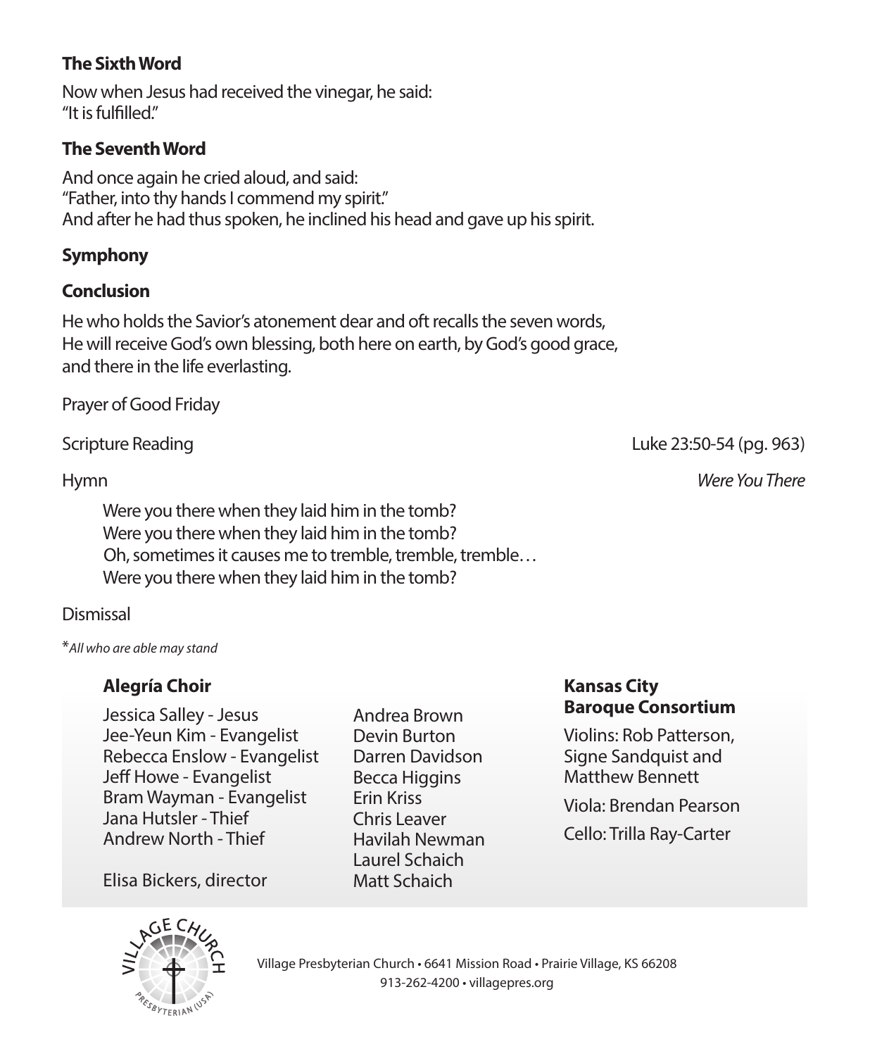**The Sixth Word**

Now when Jesus had received the vinegar, he said:
"It is fulfilled."

**The Seventh Word**

And once again he cried aloud, and said:
"Father, into thy hands I commend my spirit."
And after he had thus spoken, he inclined his head and gave up his spirit.

**Symphony**

**Conclusion**

He who holds the Savior's atonement dear and oft recalls the seven words,
He will receive God's own blessing, both here on earth, by God's good grace,
and there in the life everlasting.

Prayer of Good Friday

Scripture Reading — Luke 23:50-54 (pg. 963)

Hymn — *Were You There*

Were you there when they laid him in the tomb?
Were you there when they laid him in the tomb?
Oh, sometimes it causes me to tremble, tremble, tremble…
Were you there when they laid him in the tomb?

Dismissal

**All who are able may stand*

**Alegría Choir**

Jessica Salley - Jesus
Jee-Yeun Kim - Evangelist
Rebecca Enslow - Evangelist
Jeff Howe - Evangelist
Bram Wayman - Evangelist
Jana Hutsler - Thief
Andrew North - Thief

Elisa Bickers, director

Andrea Brown
Devin Burton
Darren Davidson
Becca Higgins
Erin Kriss
Chris Leaver
Havilah Newman
Laurel Schaich
Matt Schaich

**Kansas City Baroque Consortium**

Violins: Rob Patterson, Signe Sandquist and Matthew Bennett

Viola: Brendan Pearson

Cello: Trilla Ray-Carter

Village Presbyterian Church • 6641 Mission Road • Prairie Village, KS 66208
913-262-4200 • villagepres.org